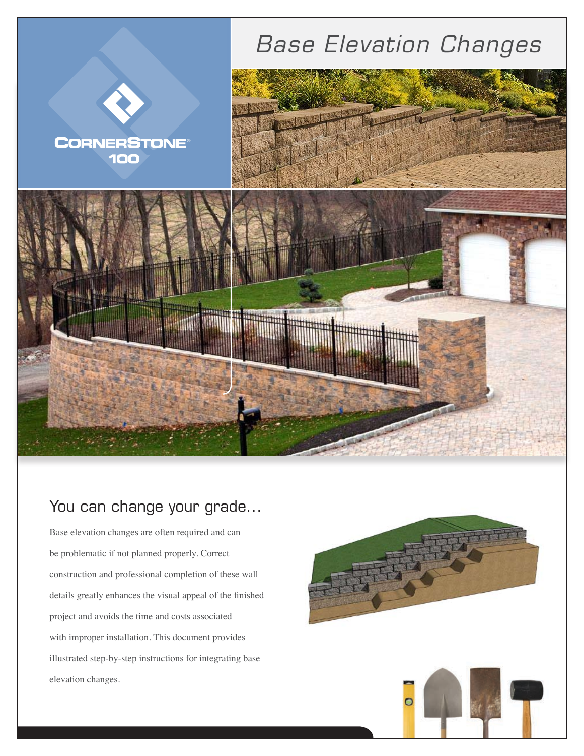# Base Elevation Changes

CornerStone® 100

## You can change your grade…

Base elevation changes are often required and can be problematic if not planned properly. Correct construction and professional completion of these wall details greatly enhances the visual appeal of the finished project and avoids the time and costs associated with improper installation. This document provides illustrated step-by-step instructions for integrating base elevation changes.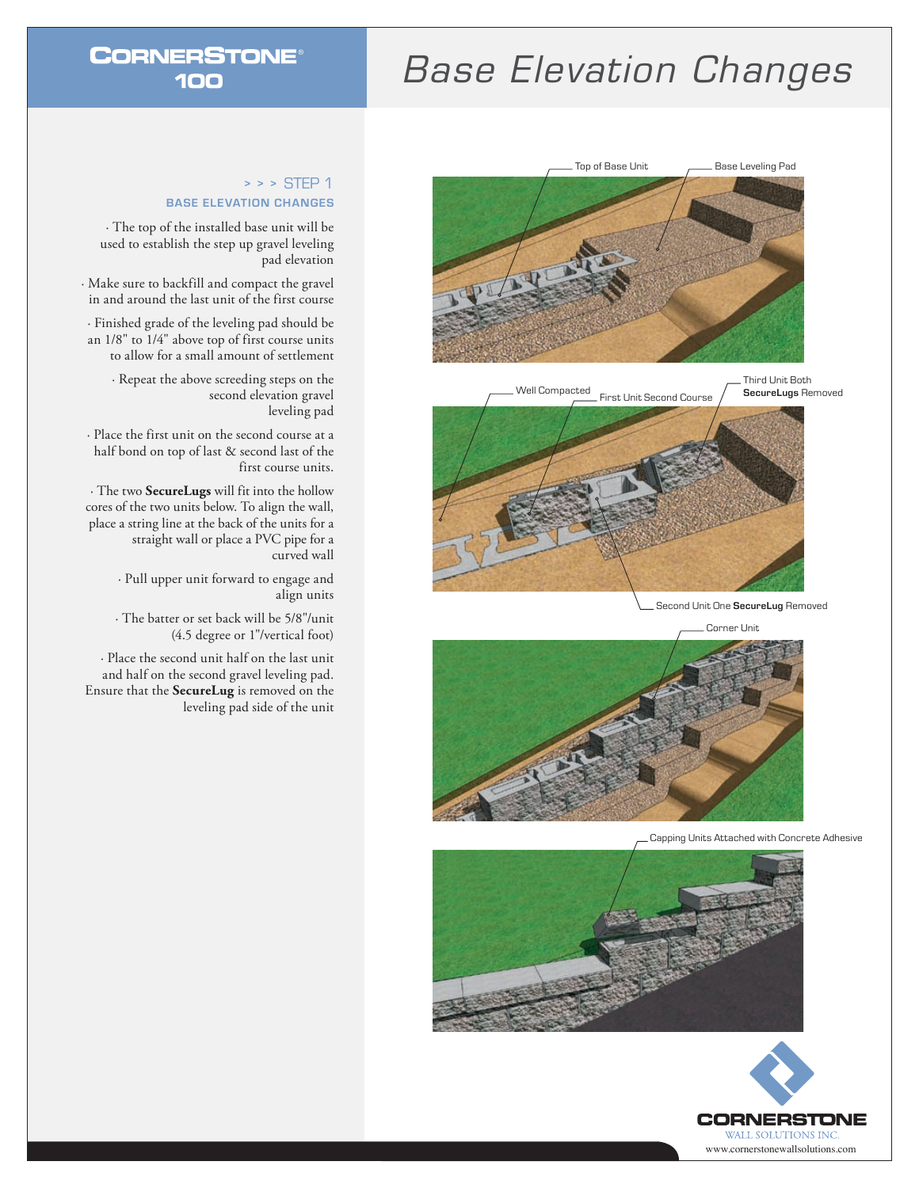# Base Elevation Changes

CORNERSTONE® 100

> > > STEP 1

### BASE ELEVATION CHANGES

- The top of the installed base unit will be used to establish the step up gravel leveling pad elevation
- Make sure to backfill and compact the gravel in and around the last unit of the first course
- Finished grade of the leveling pad should be an 1/8" to 1/4" above top of first course units to allow for a small amount of settlement
- Repeat the above screeding steps on the second elevation gravel leveling pad
- Place the first unit on the second course at a half bond on top of last & second last of the first course units.
- The two **SecureLugs** will fit into the hollow cores of the two units below. To align the wall, place a string line at the back of the units for a straight wall or place a PVC pipe for a curved wall
- Pull upper unit forward to engage and align units
- The batter or set back will be 5/8"/unit (4.5 degree or 1"/vertical foot)
- Place the second unit half on the last unit and half on the second gravel leveling pad. Ensure that the **SecureLug** is removed on the leveling pad side of the unit

Top of Base Unit

Base Leveling Pad

Well Compacted

First Unit Second Course

Third Unit Both **SecureLugs** Removed

Second Unit One **SecureLug** Removed

Corner Unit

Capping Units Attached with Concrete Adhesive

CORNERSTONE WALL SOLUTIONS INC.
www.cornerstonewallsolutions.com